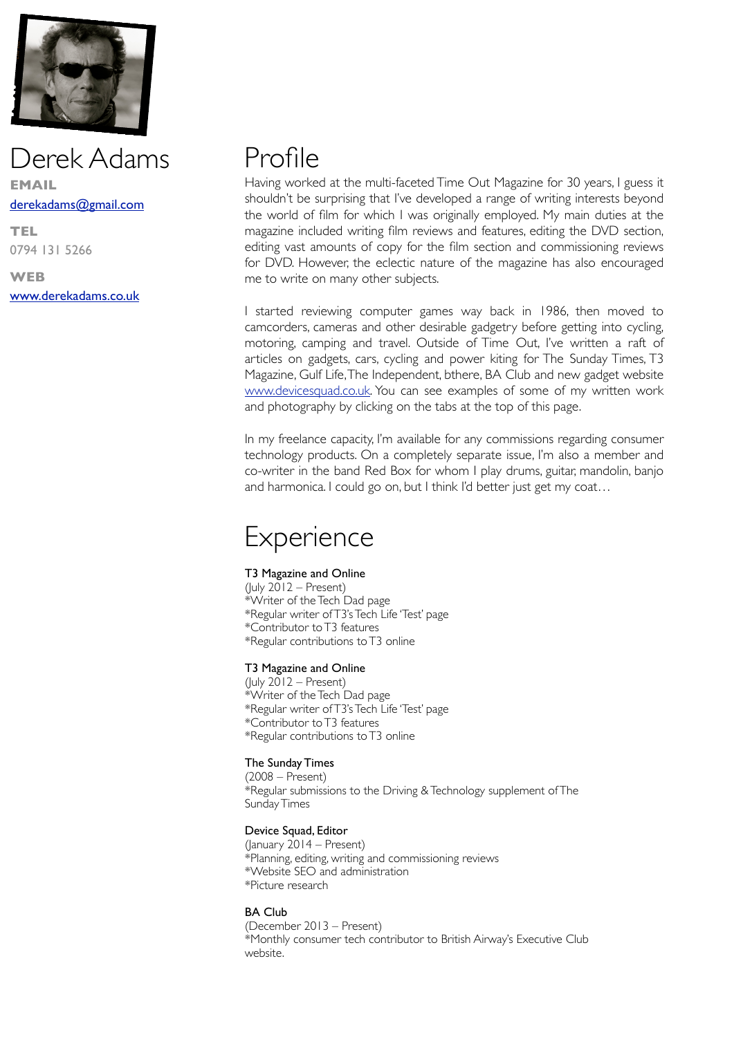# Derek Adams

**EMAIL**

derekadams@gmail.com

**TEL**

0794 131 5266

**WEB**

www.derekadams.co.uk

## Profile

Having worked at the multi-faceted Time Out Magazine for 30 years, I guess it shouldn't be surprising that I've developed a range of writing interests beyond the world of film for which I was originally employed. My main duties at the magazine included writing film reviews and features, editing the DVD section, editing vast amounts of copy for the film section and commissioning reviews for DVD. However, the eclectic nature of the magazine has also encouraged me to write on many other subjects.

I started reviewing computer games way back in 1986, then moved to camcorders, cameras and other desirable gadgetry before getting into cycling, motoring, camping and travel. Outside of Time Out, I've written a raft of articles on gadgets, cars, cycling and power kiting for The Sunday Times, T3 Magazine, Gulf Life, The Independent, bthere, BA Club and new gadget website www.devicesquad.co.uk. You can see examples of some of my written work and photography by clicking on the tabs at the top of this page.

In my freelance capacity, I'm available for any commissions regarding consumer technology products. On a completely separate issue, I'm also a member and co-writer in the band Red Box for whom I play drums, guitar, mandolin, banjo and harmonica. I could go on, but I think I'd better just get my coat…

## Experience

**T3 Magazine and Online**
(July 2012 – Present)
*Writer of the Tech Dad page
*Regular writer of T3's Tech Life 'Test' page
*Contributor to T3 features
*Regular contributions to T3 online

**T3 Magazine and Online**
(July 2012 – Present)
*Writer of the Tech Dad page
*Regular writer of T3's Tech Life 'Test' page
*Contributor to T3 features
*Regular contributions to T3 online

**The Sunday Times**
(2008 – Present)
*Regular submissions to the Driving & Technology supplement of The Sunday Times

**Device Squad, Editor**
(January 2014 – Present)
*Planning, editing, writing and commissioning reviews
*Website SEO and administration
*Picture research

**BA Club**
(December 2013 – Present)
*Monthly consumer tech contributor to British Airway's Executive Club website.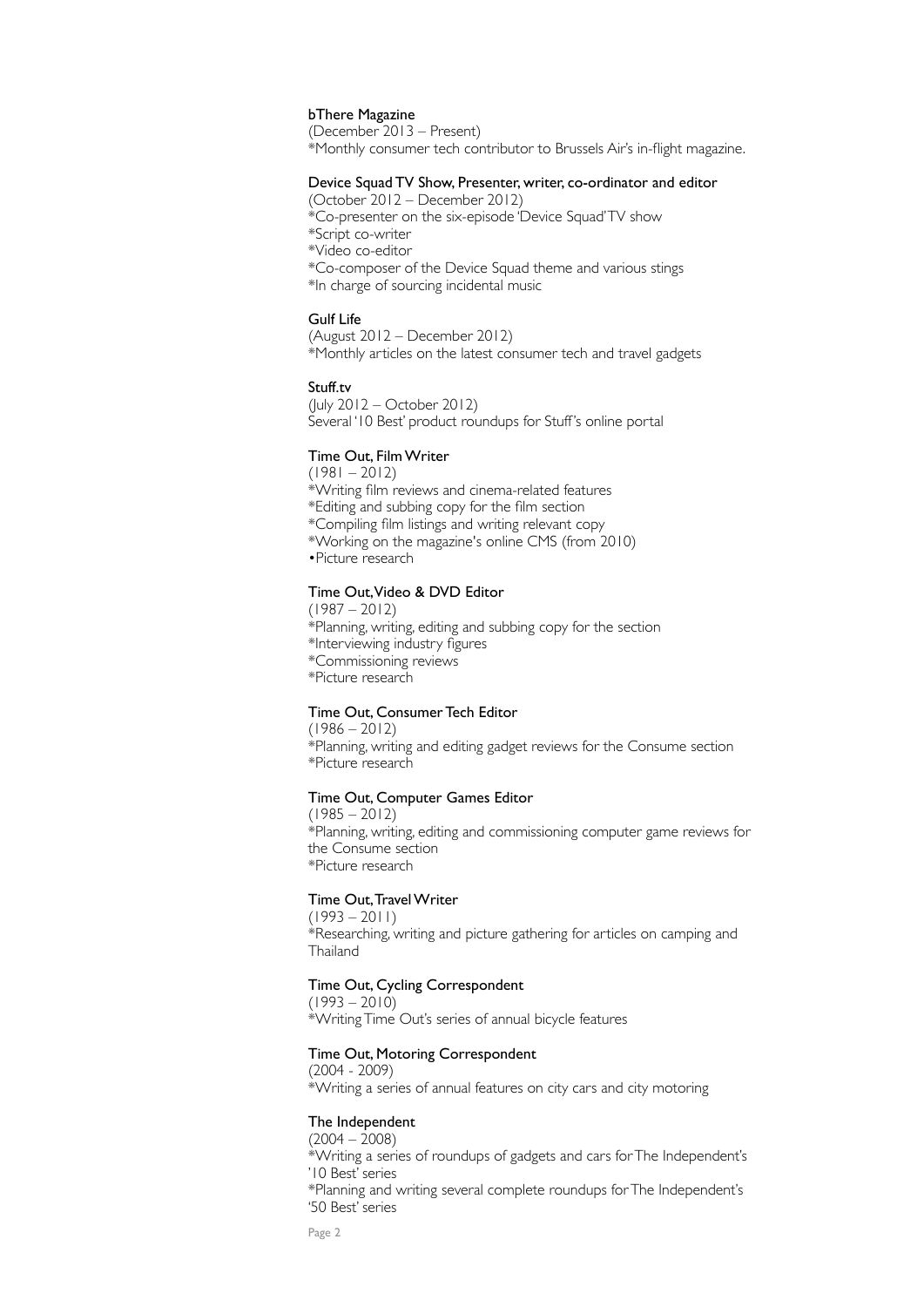### bThere Magazine
(December 2013 – Present)
*Monthly consumer tech contributor to Brussels Air's in-flight magazine.

### Device Squad TV Show, Presenter, writer, co-ordinator and editor
(October 2012 – December 2012)
*Co-presenter on the six-episode 'Device Squad' TV show
*Script co-writer
*Video co-editor
*Co-composer of the Device Squad theme and various stings
*In charge of sourcing incidental music

### Gulf Life
(August 2012 – December 2012)
*Monthly articles on the latest consumer tech and travel gadgets

### Stuff.tv
(July 2012 – October 2012)
Several '10 Best' product roundups for Stuff's online portal

### Time Out, Film Writer
(1981 – 2012)
*Writing film reviews and cinema-related features
*Editing and subbing copy for the film section
*Compiling film listings and writing relevant copy
*Working on the magazine's online CMS (from 2010)
•Picture research

### Time Out, Video & DVD Editor
(1987 – 2012)
*Planning, writing, editing and subbing copy for the section
*Interviewing industry figures
*Commissioning reviews
*Picture research

### Time Out, Consumer Tech Editor
(1986 – 2012)
*Planning, writing and editing gadget reviews for the Consume section
*Picture research

### Time Out, Computer Games Editor
(1985 – 2012)
*Planning, writing, editing and commissioning computer game reviews for the Consume section
*Picture research

### Time Out, Travel Writer
(1993 – 2011)
*Researching, writing and picture gathering for articles on camping and Thailand

### Time Out, Cycling Correspondent
(1993 – 2010)
*Writing Time Out's series of annual bicycle features

### Time Out, Motoring Correspondent
(2004 - 2009)
*Writing a series of annual features on city cars and city motoring

### The Independent
(2004 – 2008)
*Writing a series of roundups of gadgets and cars for The Independent's '10 Best' series
*Planning and writing several complete roundups for The Independent's '50 Best' series